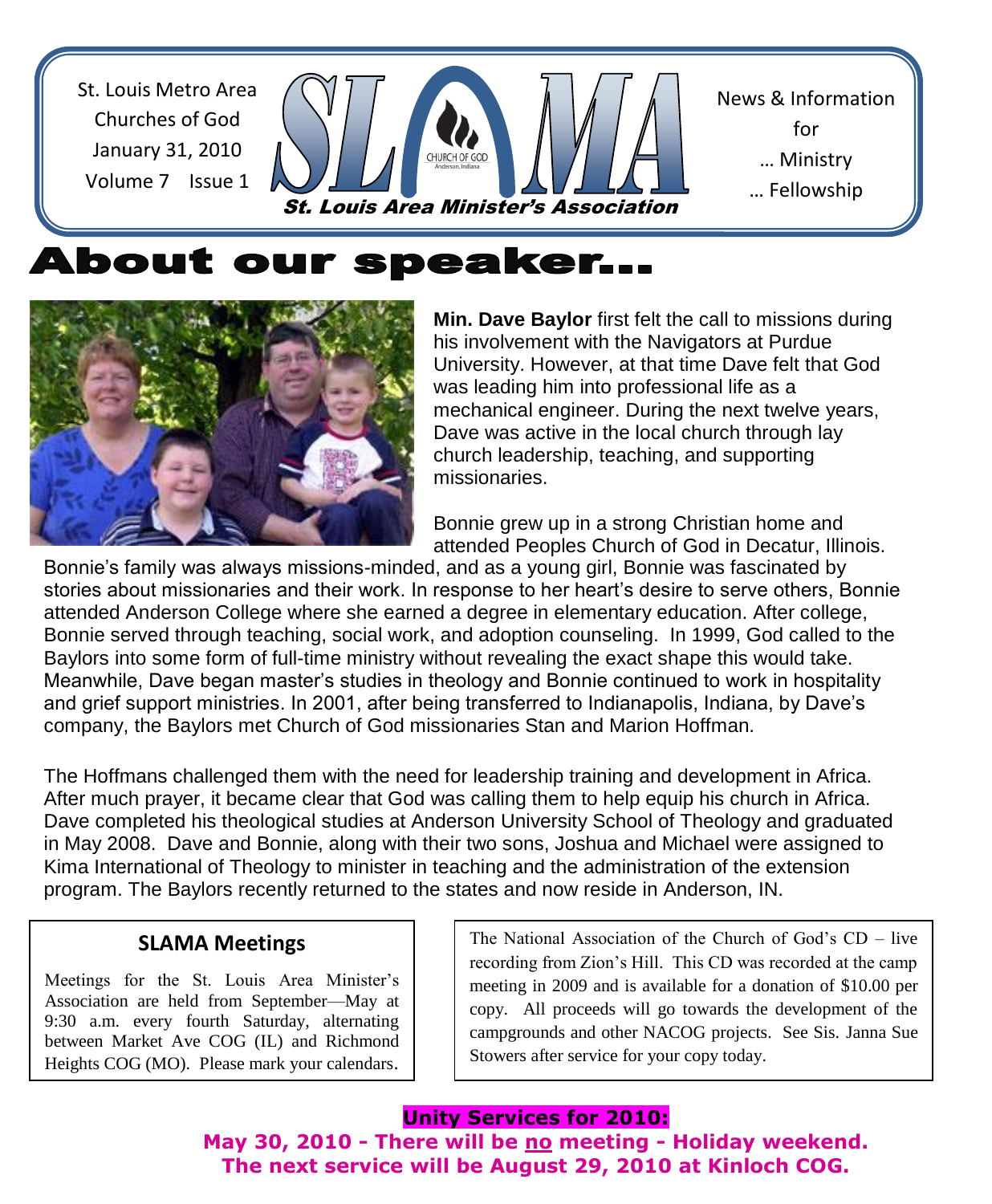St. Louis Metro Area
Churches of God
January 31, 2010
Volume 7 Issue 1

# SLAMA

*St. Louis Area Minister's Association*

News & Information
for
… Ministry
… Fellowship

# About our speaker…

**Min. Dave Baylor** first felt the call to missions during his involvement with the Navigators at Purdue University. However, at that time Dave felt that God was leading him into professional life as a mechanical engineer. During the next twelve years, Dave was active in the local church through lay church leadership, teaching, and supporting missionaries.

Bonnie grew up in a strong Christian home and attended Peoples Church of God in Decatur, Illinois. Bonnie's family was always missions-minded, and as a young girl, Bonnie was fascinated by stories about missionaries and their work. In response to her heart's desire to serve others, Bonnie attended Anderson College where she earned a degree in elementary education. After college, Bonnie served through teaching, social work, and adoption counseling. In 1999, God called to the Baylors into some form of full-time ministry without revealing the exact shape this would take. Meanwhile, Dave began master's studies in theology and Bonnie continued to work in hospitality and grief support ministries. In 2001, after being transferred to Indianapolis, Indiana, by Dave's company, the Baylors met Church of God missionaries Stan and Marion Hoffman.

The Hoffmans challenged them with the need for leadership training and development in Africa. After much prayer, it became clear that God was calling them to help equip his church in Africa. Dave completed his theological studies at Anderson University School of Theology and graduated in May 2008. Dave and Bonnie, along with their two sons, Joshua and Michael were assigned to Kima International of Theology to minister in teaching and the administration of the extension program. The Baylors recently returned to the states and now reside in Anderson, IN.

## SLAMA Meetings

Meetings for the St. Louis Area Minister's Association are held from September—May at 9:30 a.m. every fourth Saturday, alternating between Market Ave COG (IL) and Richmond Heights COG (MO). Please mark your calendars.

The National Association of the Church of God's CD – live recording from Zion's Hill. This CD was recorded at the camp meeting in 2009 and is available for a donation of $10.00 per copy. All proceeds will go towards the development of the campgrounds and other NACOG projects. See Sis. Janna Sue Stowers after service for your copy today.

**Unity Services for 2010:**

**May 30, 2010 - There will be no meeting - Holiday weekend.**
**The next service will be August 29, 2010 at Kinloch COG.**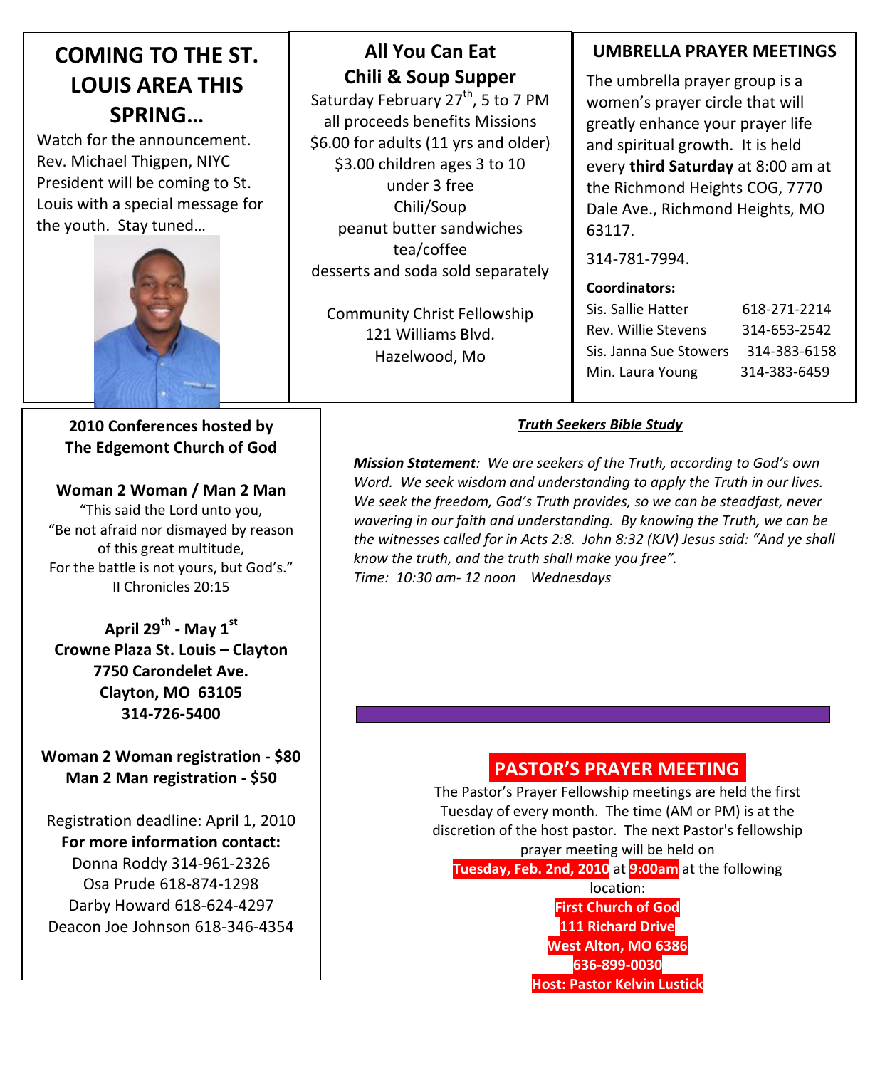## COMING TO THE ST. LOUIS AREA THIS SPRING…

Watch for the announcement. Rev. Michael Thigpen, NIYC President will be coming to St. Louis with a special message for the youth. Stay tuned…

## All You Can Eat Chili & Soup Supper

Saturday February 27th, 5 to 7 PM
all proceeds benefits Missions
$6.00 for adults (11 yrs and older)
$3.00 children ages 3 to 10
under 3 free
Chili/Soup
peanut butter sandwiches
tea/coffee
desserts and soda sold separately

Community Christ Fellowship
121 Williams Blvd.
Hazelwood, Mo

## UMBRELLA PRAYER MEETINGS

The umbrella prayer group is a women's prayer circle that will greatly enhance your prayer life and spiritual growth. It is held every **third Saturday** at 8:00 am at the Richmond Heights COG, 7770 Dale Ave., Richmond Heights, MO 63117.

314-781-7994.

**Coordinators:**

| | |
|---|---|
| Sis. Sallie Hatter | 618-271-2214 |
| Rev. Willie Stevens | 314-653-2542 |
| Sis. Janna Sue Stowers | 314-383-6158 |
| Min. Laura Young | 314-383-6459 |

## 2010 Conferences hosted by The Edgemont Church of God

**Woman 2 Woman / Man 2 Man**

"This said the Lord unto you,
"Be not afraid nor dismayed by reason of this great multitude,
For the battle is not yours, but God's."
II Chronicles 20:15

**April 29th - May 1st**
**Crowne Plaza St. Louis – Clayton**
**7750 Carondelet Ave.**
**Clayton, MO 63105**
**314-726-5400**

**Woman 2 Woman registration - $80**
**Man 2 Man registration - $50**

Registration deadline: April 1, 2010
**For more information contact:**
Donna Roddy 314-961-2326
Osa Prude 618-874-1298
Darby Howard 618-624-4297
Deacon Joe Johnson 618-346-4354

## *Truth Seekers Bible Study*

***Mission Statement**: We are seekers of the Truth, according to God's own Word. We seek wisdom and understanding to apply the Truth in our lives. We seek the freedom, God's Truth provides, so we can be steadfast, never wavering in our faith and understanding. By knowing the Truth, we can be the witnesses called for in Acts 2:8. John 8:32 (KJV) Jesus said: "And ye shall know the truth, and the truth shall make you free".*
*Time: 10:30 am- 12 noon Wednesdays*

## PASTOR'S PRAYER MEETING

The Pastor's Prayer Fellowship meetings are held the first Tuesday of every month. The time (AM or PM) is at the discretion of the host pastor. The next Pastor's fellowship prayer meeting will be held on **Tuesday, Feb. 2nd, 2010** at **9:00am** at the following location:

**First Church of God**
**111 Richard Drive**
**West Alton, MO 6386**
**636-899-0030**
**Host: Pastor Kelvin Lustick**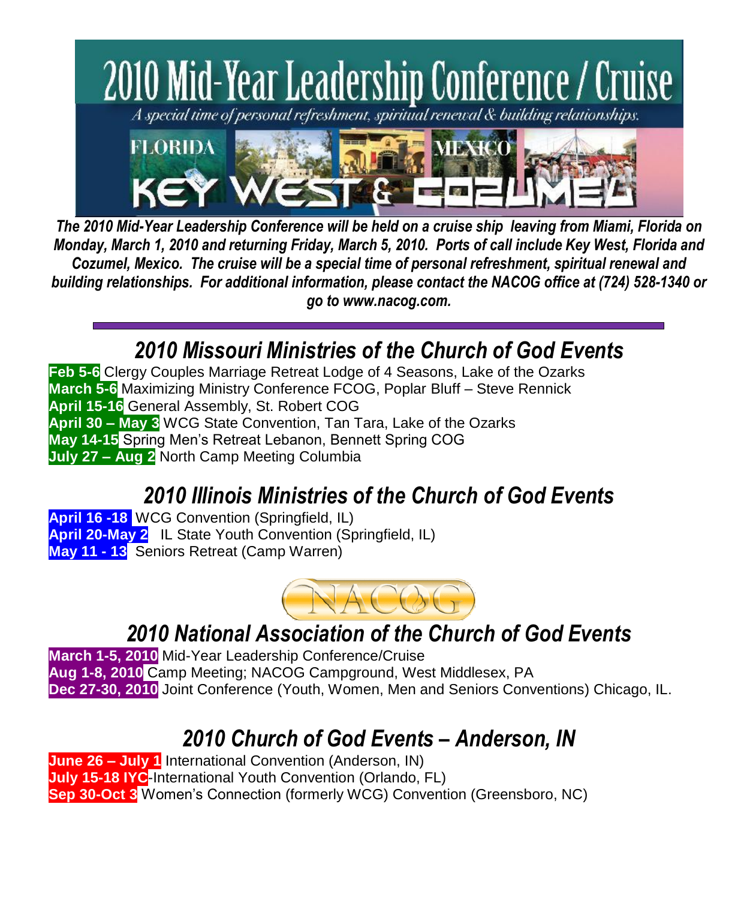# 2010 Mid-Year Leadership Conference / Cruise

*A special time of personal refreshment, spiritual renewal & building relationships.*

FLORIDA — MEXICO

KEY WEST & COZUMEL

***The 2010 Mid-Year Leadership Conference will be held on a cruise ship leaving from Miami, Florida on Monday, March 1, 2010 and returning Friday, March 5, 2010. Ports of call include Key West, Florida and Cozumel, Mexico. The cruise will be a special time of personal refreshment, spiritual renewal and building relationships. For additional information, please contact the NACOG office at (724) 528-1340 or go to www.nacog.com.***

---

## *2010 Missouri Ministries of the Church of God Events*

**Feb 5-6** Clergy Couples Marriage Retreat Lodge of 4 Seasons, Lake of the Ozarks
**March 5-6** Maximizing Ministry Conference FCOG, Poplar Bluff – Steve Rennick
**April 15-16** General Assembly, St. Robert COG
**April 30 – May 3** WCG State Convention, Tan Tara, Lake of the Ozarks
**May 14-15** Spring Men's Retreat Lebanon, Bennett Spring COG
**July 27 – Aug 2** North Camp Meeting Columbia

## *2010 Illinois Ministries of the Church of God Events*

**April 16 -18** WCG Convention (Springfield, IL)
**April 20-May 2** IL State Youth Convention (Springfield, IL)
**May 11 - 13** Seniors Retreat (Camp Warren)

NACOG

## *2010 National Association of the Church of God Events*

**March 1-5, 2010** Mid-Year Leadership Conference/Cruise
**Aug 1-8, 2010** Camp Meeting; NACOG Campground, West Middlesex, PA
**Dec 27-30, 2010** Joint Conference (Youth, Women, Men and Seniors Conventions) Chicago, IL.

## *2010 Church of God Events – Anderson, IN*

**June 26 – July 1** International Convention (Anderson, IN)
**July 15-18 IYC**-International Youth Convention (Orlando, FL)
**Sep 30-Oct 3** Women's Connection (formerly WCG) Convention (Greensboro, NC)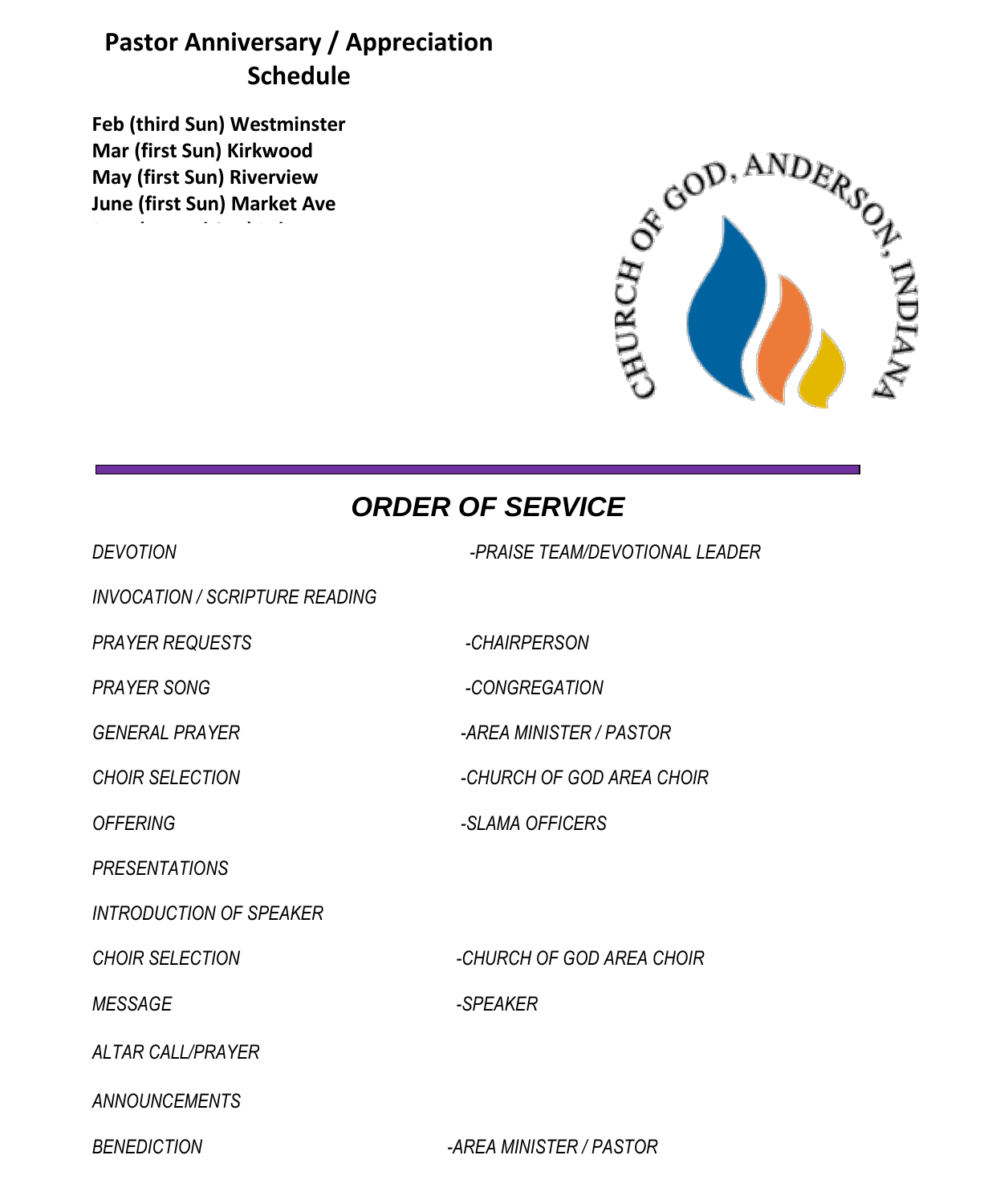**Pastor Anniversary / Appreciation Schedule**

**Feb (third Sun) Westminster**
**Mar (first Sun) Kirkwood**
**May (first Sun) Riverview**
**June (first Sun) Market Ave**

CHURCH OF GOD, ANDERSON, INDIANA

## *ORDER OF SERVICE*

| | |
|---|---|
| *DEVOTION* | *-PRAISE TEAM/DEVOTIONAL LEADER* |
| *INVOCATION / SCRIPTURE READING* | |
| *PRAYER REQUESTS* | *-CHAIRPERSON* |
| *PRAYER SONG* | *-CONGREGATION* |
| *GENERAL PRAYER* | *-AREA MINISTER / PASTOR* |
| *CHOIR SELECTION* | *-CHURCH OF GOD AREA CHOIR* |
| *OFFERING* | *-SLAMA OFFICERS* |
| *PRESENTATIONS* | |
| *INTRODUCTION OF SPEAKER* | |
| *CHOIR SELECTION* | *-CHURCH OF GOD AREA CHOIR* |
| *MESSAGE* | *-SPEAKER* |
| *ALTAR CALL/PRAYER* | |
| *ANNOUNCEMENTS* | |
| *BENEDICTION* | *-AREA MINISTER / PASTOR* |